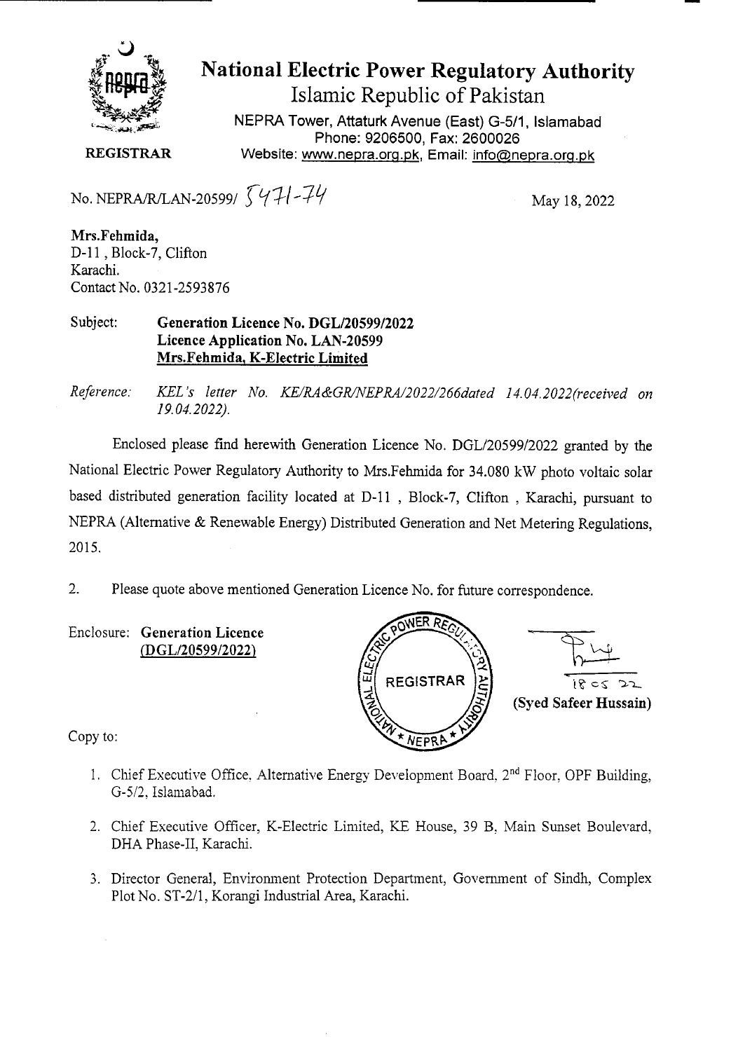# National Electric Power Regulatory Authority

Islamic Republic of Pakistan

NEPRA Tower, Attaturk Avenue (East) G-5/1, Islamabad
Phone: 9206500, Fax: 2600026
Website: www.nepra.org.pk, Email: info@nepra.org.pk

**REGISTRAR**

No. NEPRA/R/LAN-20599/ 5471-74

May 18, 2022

**Mrs.Fehmida,**
D-11 , Block-7, Clifton
Karachi.
Contact No. 0321-2593876

Subject: **Generation Licence No. DGL/20599/2022**
**Licence Application No. LAN-20599**
**Mrs.Fehmida, K-Electric Limited**

*Reference: KEL's letter No. KE/RA&GR/NEPRA/2022/266dated 14.04.2022(received on 19.04.2022).*

Enclosed please find herewith Generation Licence No. DGL/20599/2022 granted by the National Electric Power Regulatory Authority to Mrs.Fehmida for 34.080 kW photo voltaic solar based distributed generation facility located at D-11 , Block-7, Clifton , Karachi, pursuant to NEPRA (Alternative & Renewable Energy) Distributed Generation and Net Metering Regulations, 2015.

2. Please quote above mentioned Generation Licence No. for future correspondence.

Enclosure: **Generation Licence**
**(DGL/20599/2022)**

18 05 22
**(Syed Safeer Hussain)**

Copy to:

1. Chief Executive Office, Alternative Energy Development Board, 2nd Floor, OPF Building, G-5/2, Islamabad.
2. Chief Executive Officer, K-Electric Limited, KE House, 39 B, Main Sunset Boulevard, DHA Phase-II, Karachi.
3. Director General, Environment Protection Department, Government of Sindh, Complex Plot No. ST-2/1, Korangi Industrial Area, Karachi.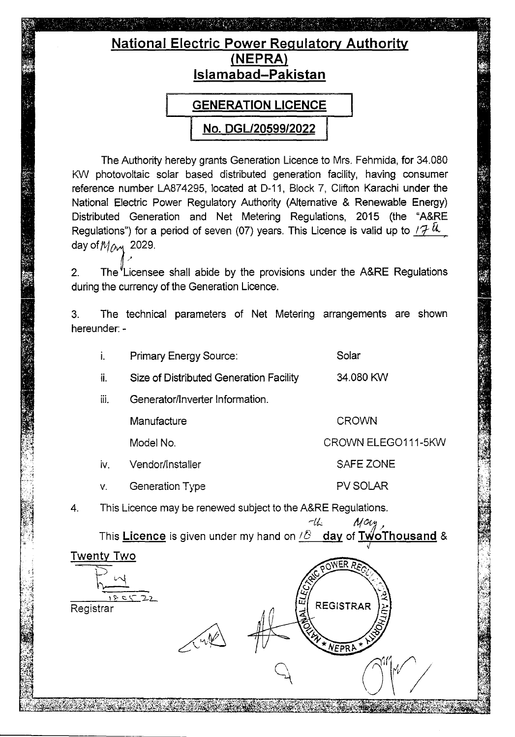# National Electric Power Regulatory Authority (NEPRA) Islamabad–Pakistan

## GENERATION LICENCE

## No. DGL/20599/2022

The Authority hereby grants Generation Licence to Mrs. Fehmida, for 34.080 KW photovoltaic solar based distributed generation facility, having consumer reference number LA874295, located at D-11, Block 7, Clifton Karachi under the National Electric Power Regulatory Authority (Alternative & Renewable Energy) Distributed Generation and Net Metering Regulations, 2015 (the "A&RE Regulations") for a period of seven (07) years. This Licence is valid up to 17th day of May 2029.

2. The Licensee shall abide by the provisions under the A&RE Regulations during the currency of the Generation Licence.

3. The technical parameters of Net Metering arrangements are shown hereunder: -

| | | |
|---|---|---|
| i. | Primary Energy Source: | Solar |
| ii. | Size of Distributed Generation Facility | 34.080 KW |
| iii. | Generator/Inverter Information. | |
| | Manufacture | CROWN |
| | Model No. | CROWN ELEGO111-5KW |
| iv. | Vendor/Installer | SAFE ZONE |
| v. | Generation Type | PV SOLAR |

4. This Licence may be renewed subject to the A&RE Regulations.

This **Licence** is given under my hand on 18th **day** of May, **TwoThousand** & **Twenty Two**

18-05-22

Registrar

REGISTRAR NEPRA